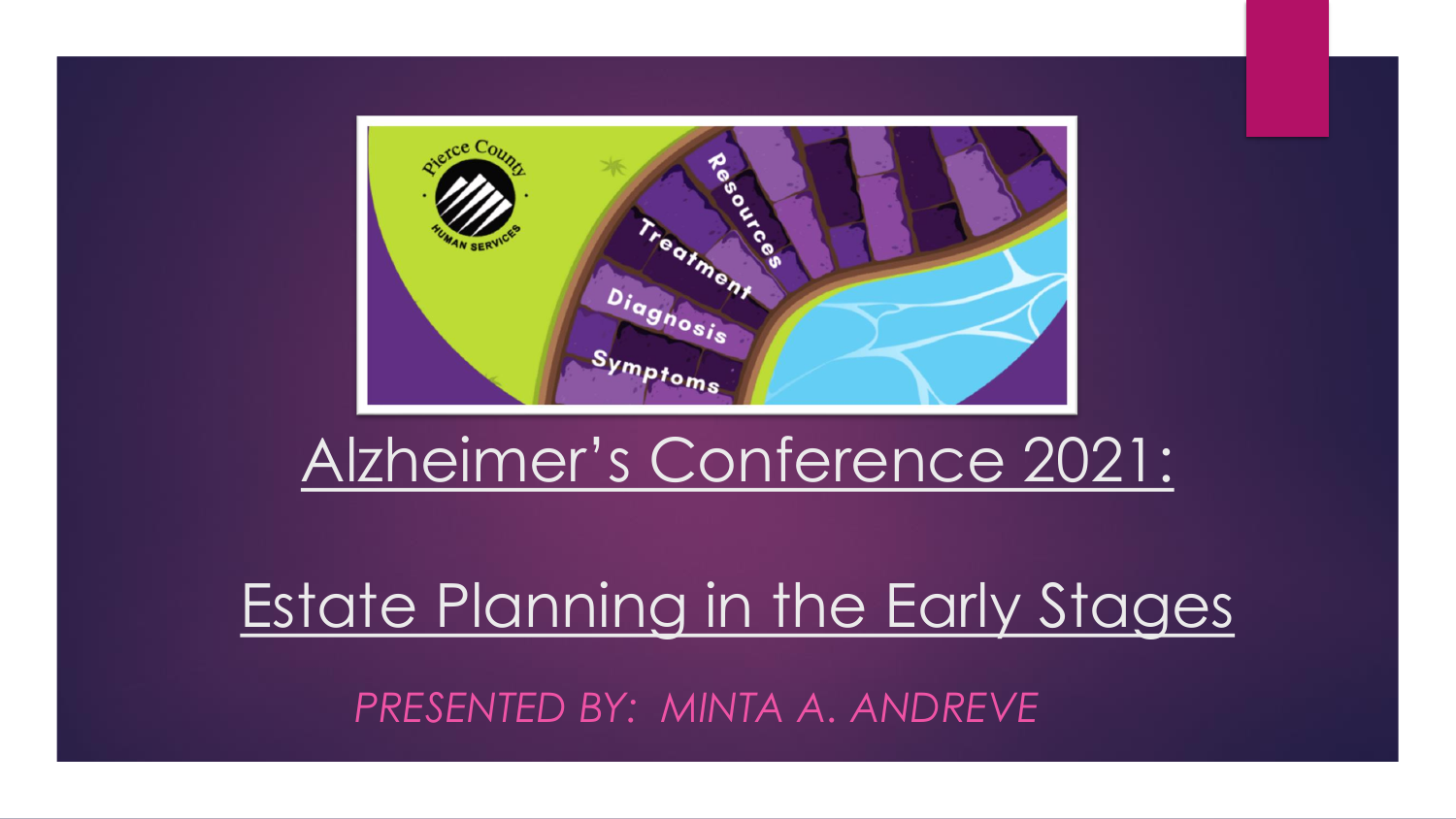# Alzheimer's Conference 2021:

## Estate Planning in the Early Stages

*PRESENTED BY: MINTA A. ANDREVE*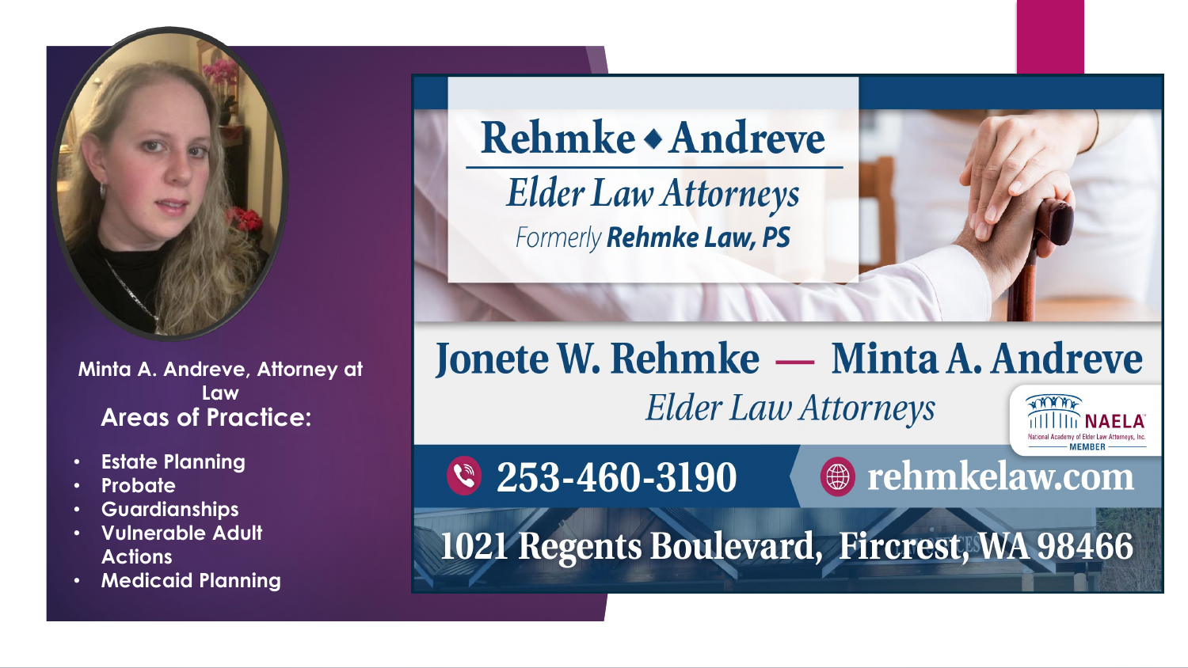Minta A. Andreve, Attorney at Law

## Areas of Practice:

- Estate Planning
- Probate
- Guardianships
- Vulnerable Adult Actions
- Medicaid Planning

# Rehmke ♦ Andreve

*Elder Law Attorneys*

*Formerly* **Rehmke Law, PS**

## Jonete W. Rehmke — Minta A. Andreve

*Elder Law Attorneys*

NAELA National Academy of Elder Law Attorneys, Inc. MEMBER

253-460-3190

rehmkelaw.com

1021 Regents Boulevard, Fircrest, WA 98466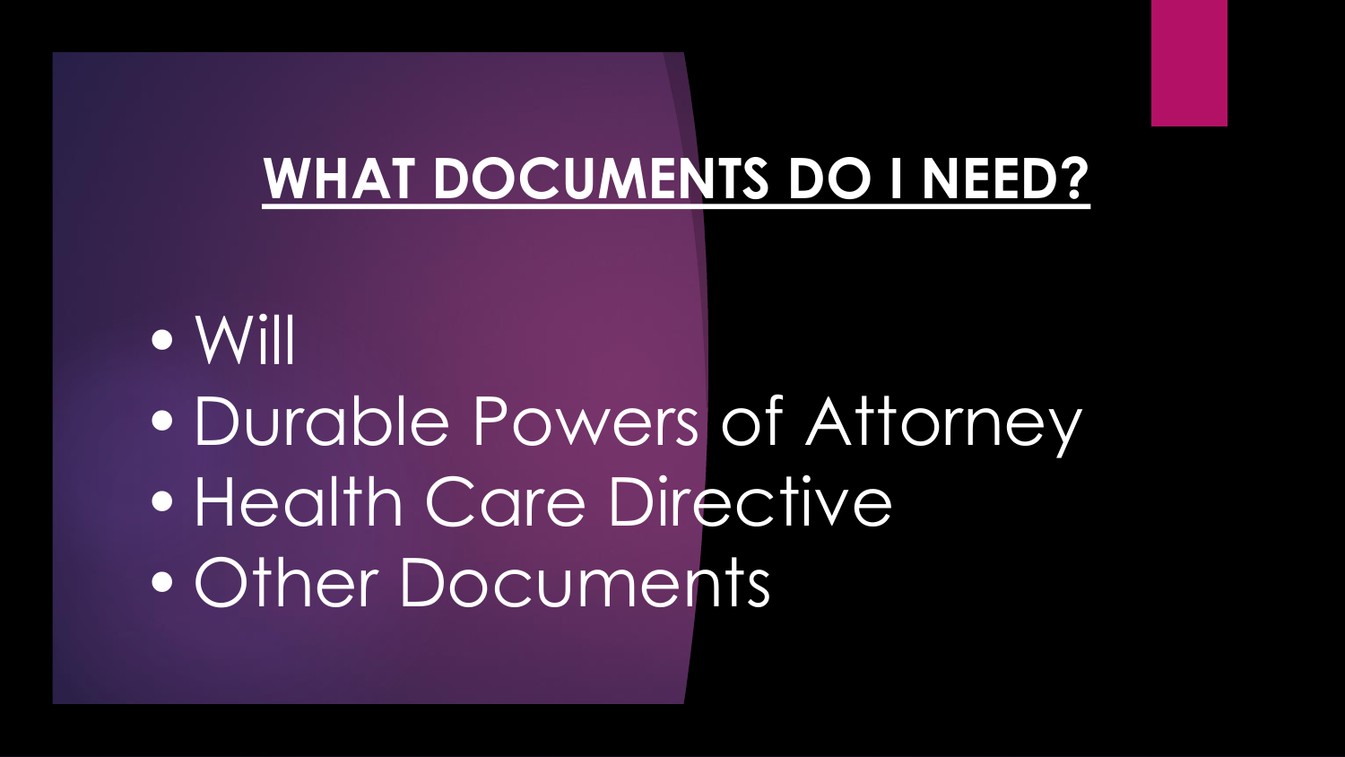## WHAT DOCUMENTS DO I NEED?

- Will
- Durable Powers of Attorney
- Health Care Directive
- Other Documents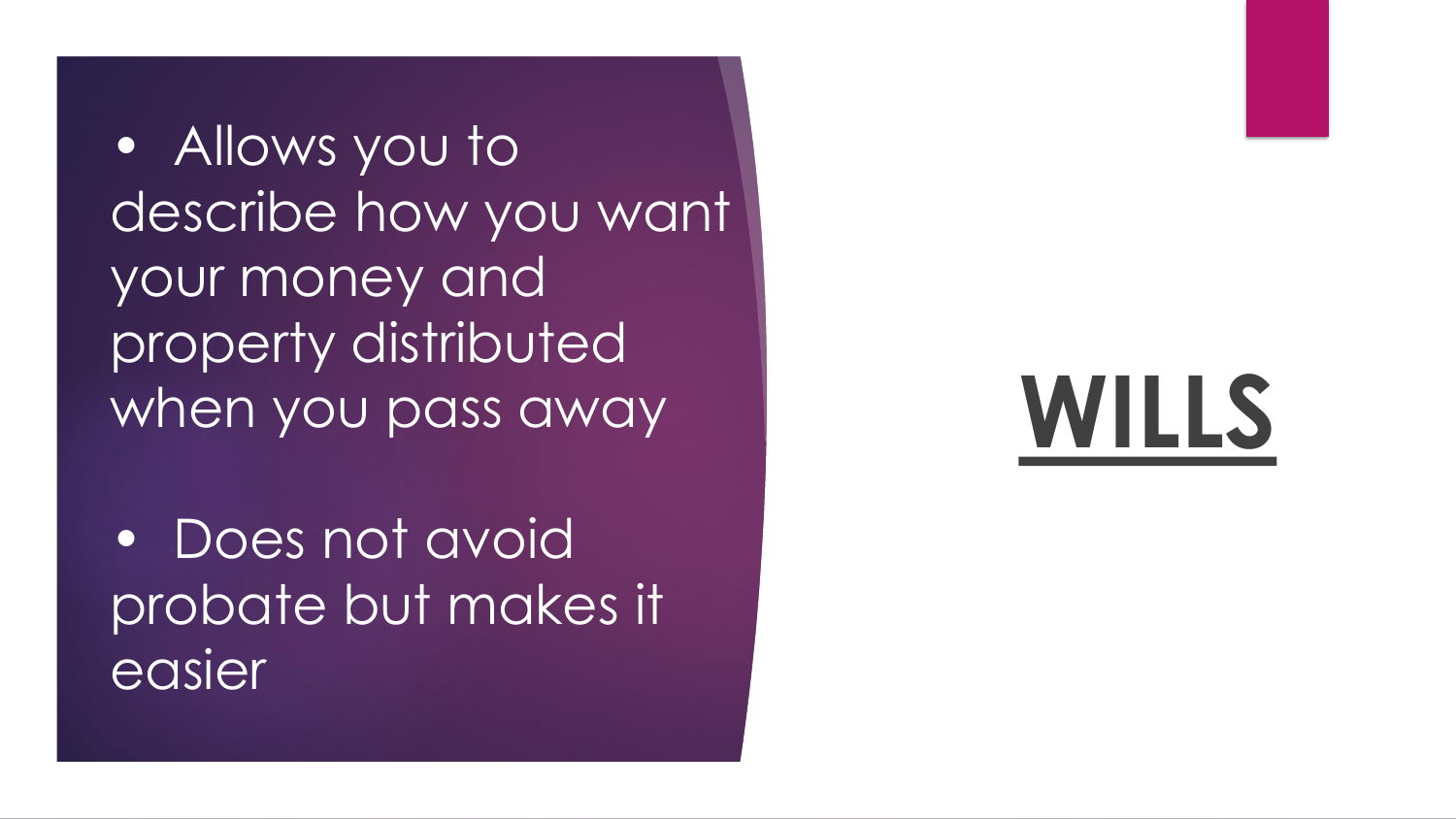# WILLS

- Allows you to describe how you want your money and property distributed when you pass away
- Does not avoid probate but makes it easier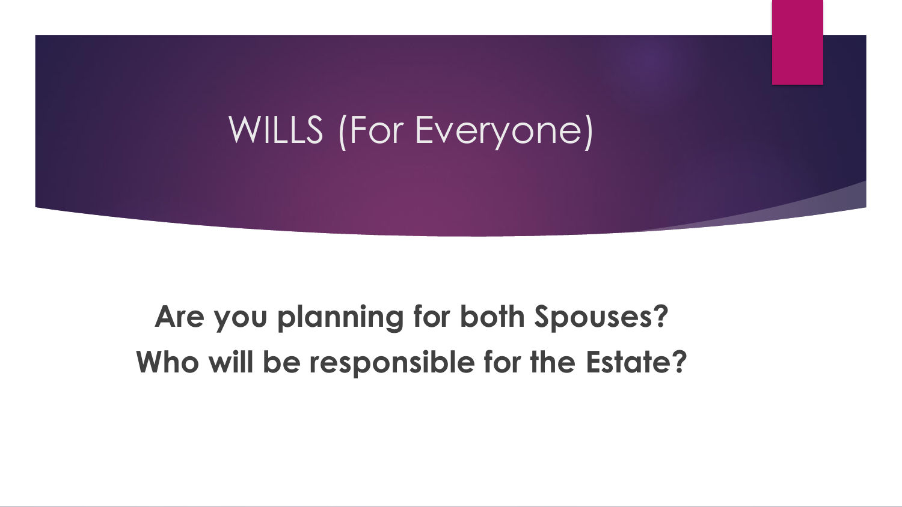# WILLS (For Everyone)

**Are you planning for both Spouses?**

**Who will be responsible for the Estate?**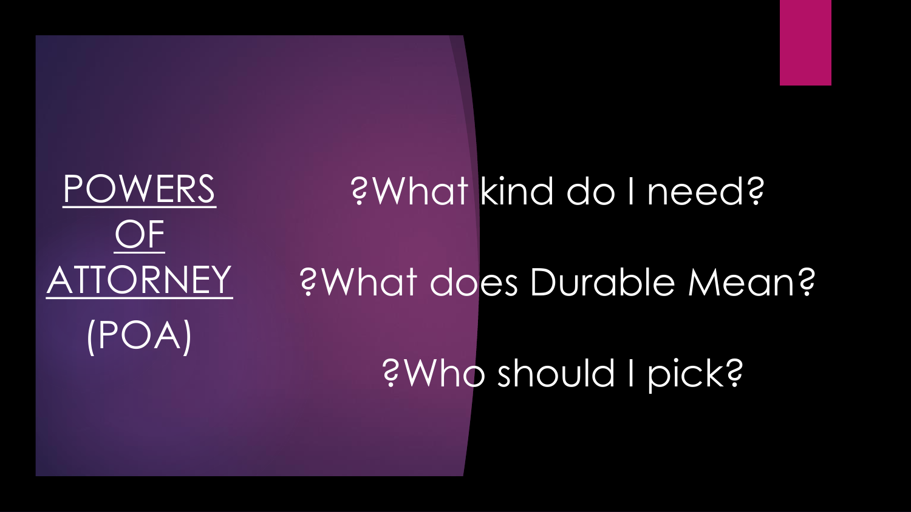# POWERS OF ATTORNEY (POA)

?What kind do I need?

?What does Durable Mean?

?Who should I pick?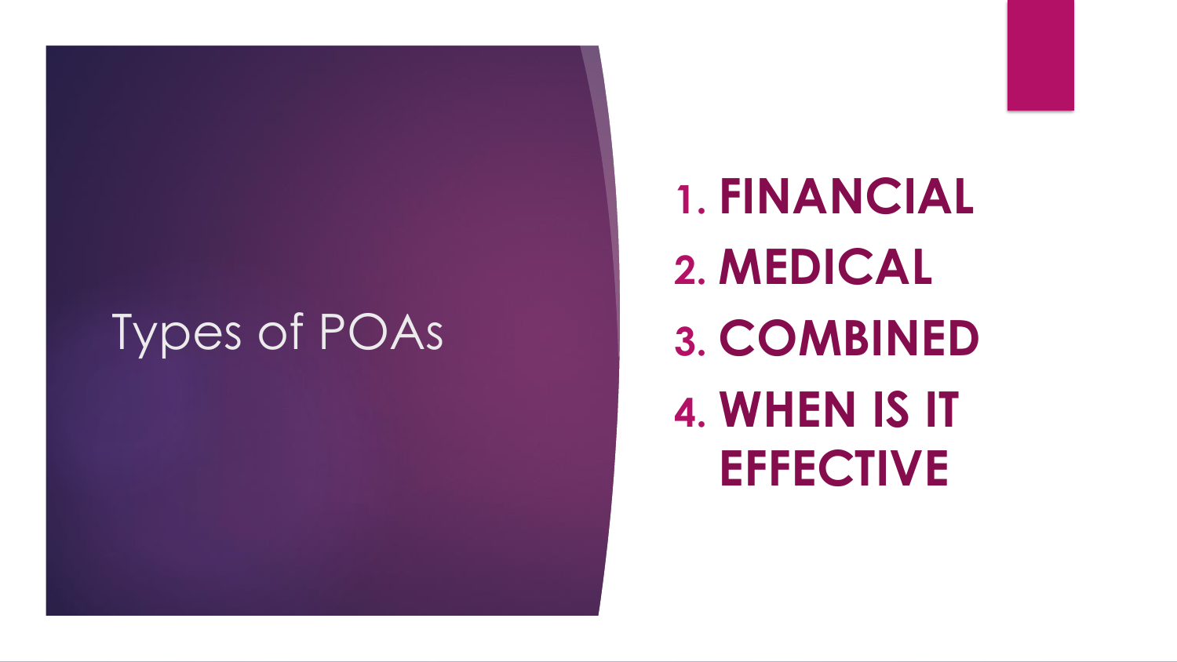# Types of POAs

1. **FINANCIAL**
2. **MEDICAL**
3. **COMBINED**
4. **WHEN IS IT EFFECTIVE**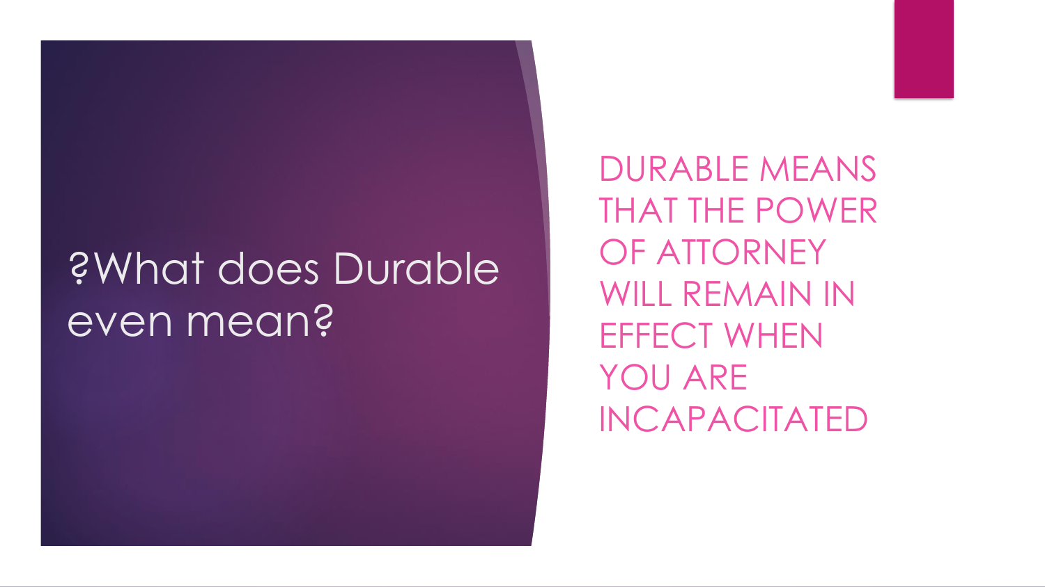# ?What does Durable even mean?

DURABLE MEANS THAT THE POWER OF ATTORNEY WILL REMAIN IN EFFECT WHEN YOU ARE INCAPACITATED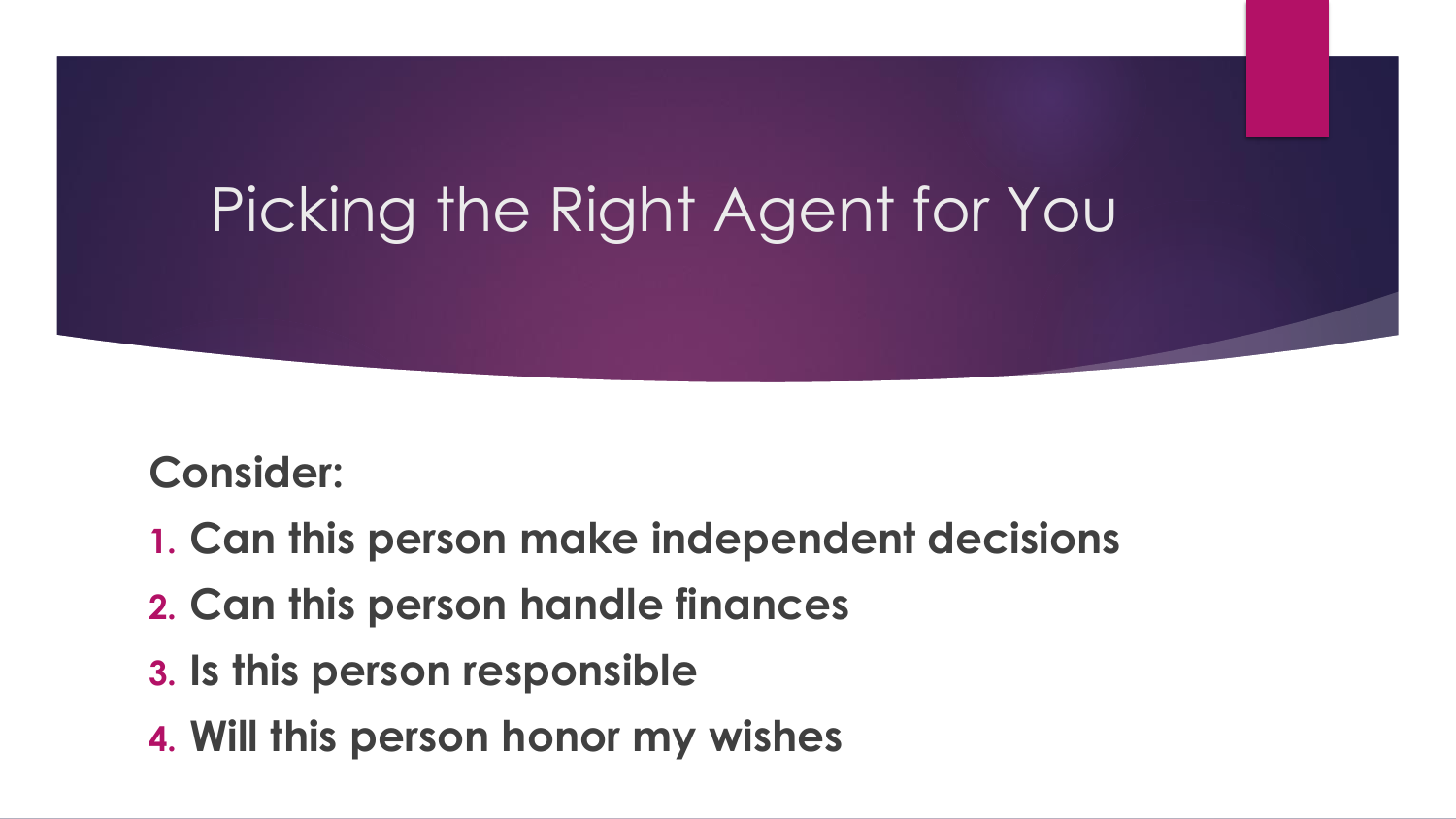# Picking the Right Agent for You

**Consider:**

1. **Can this person make independent decisions**
2. **Can this person handle finances**
3. **Is this person responsible**
4. **Will this person honor my wishes**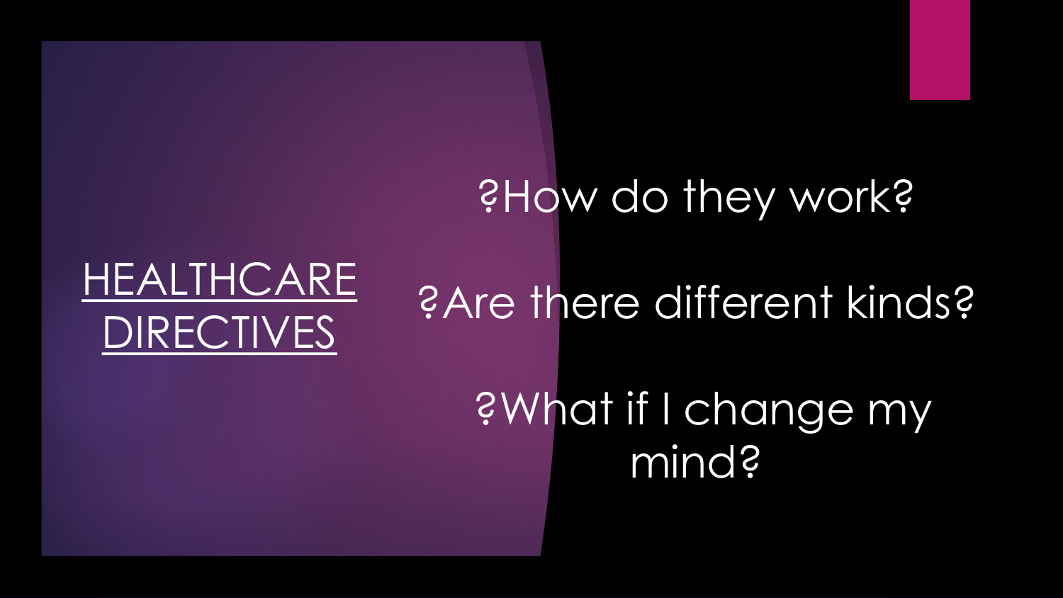# HEALTHCARE DIRECTIVES

?How do they work?

?Are there different kinds?

?What if I change my mind?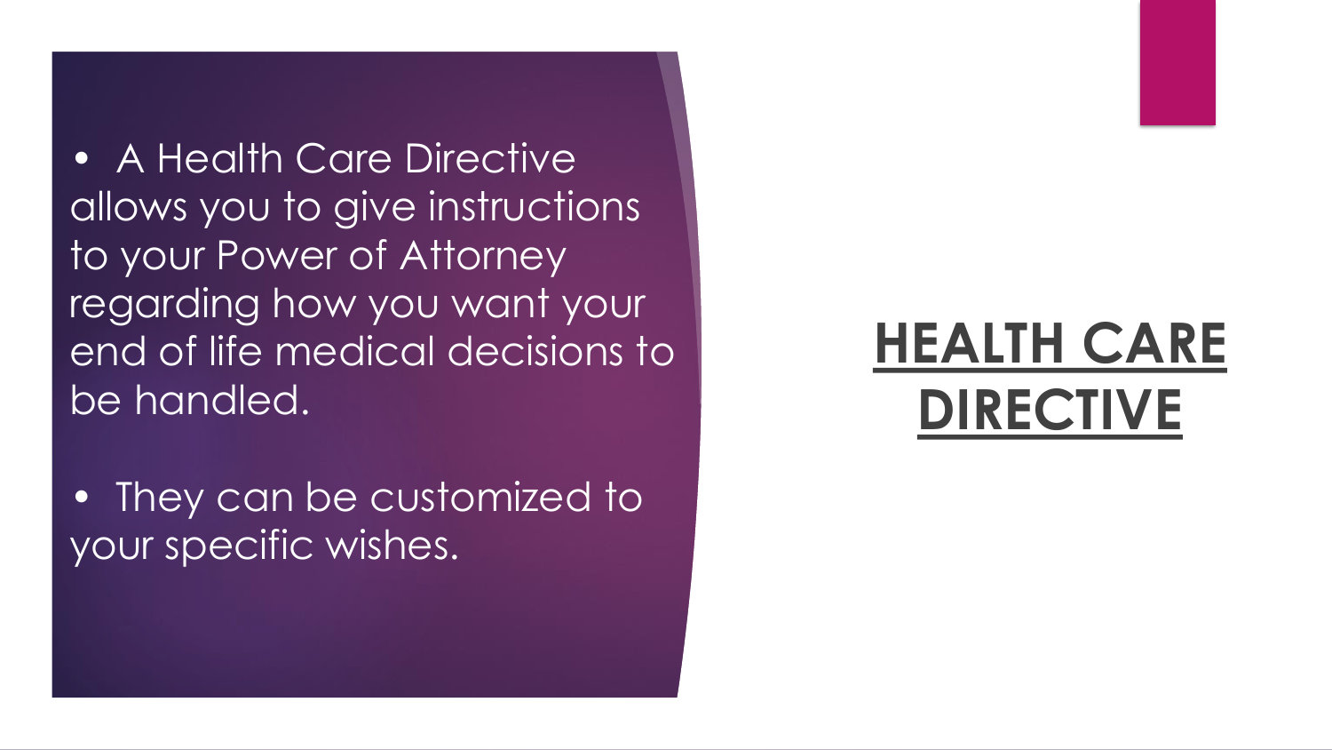# HEALTH CARE DIRECTIVE

- A Health Care Directive allows you to give instructions to your Power of Attorney regarding how you want your end of life medical decisions to be handled.

- They can be customized to your specific wishes.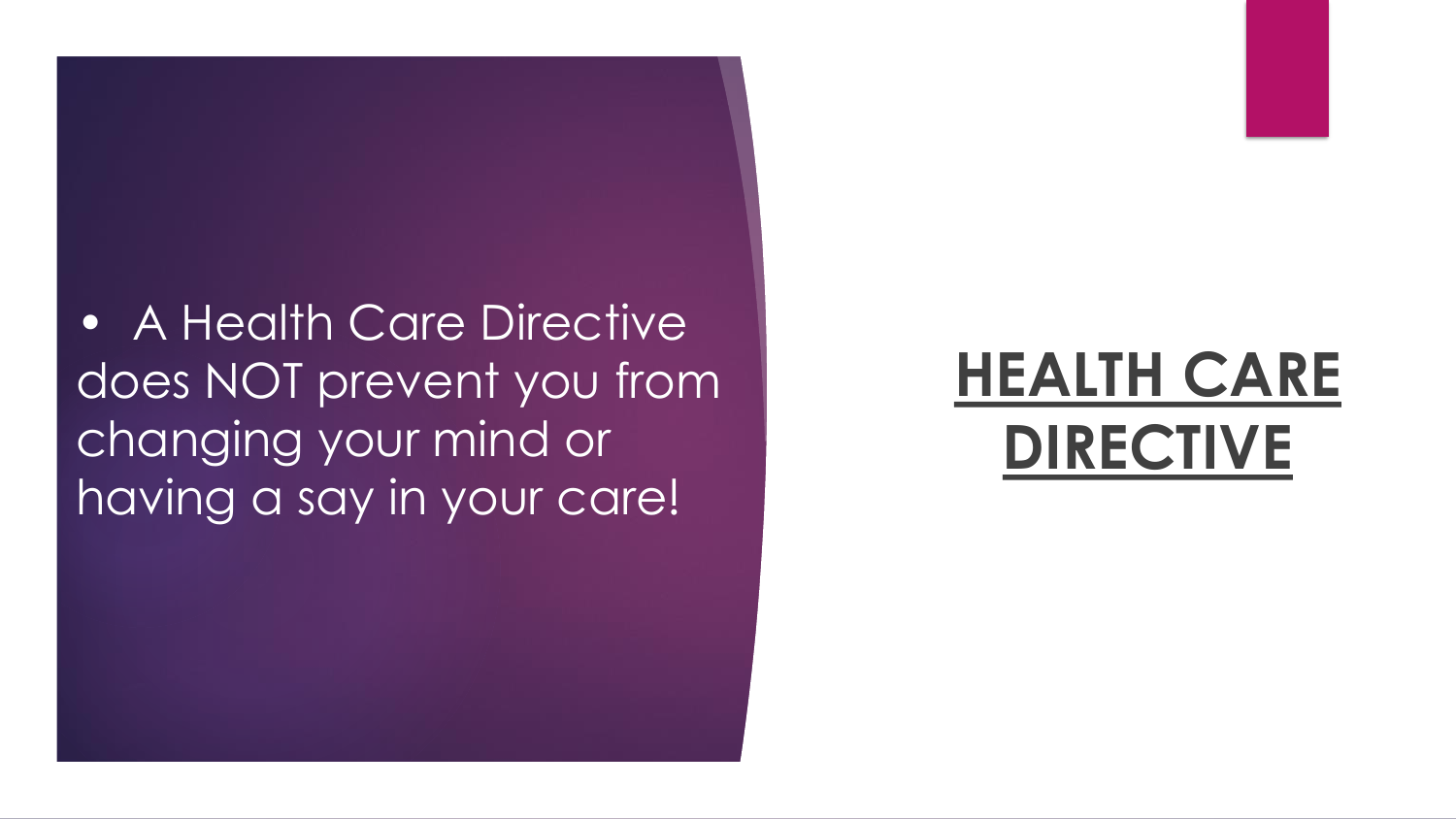# **HEALTH CARE DIRECTIVE**

- A Health Care Directive does NOT prevent you from changing your mind or having a say in your care!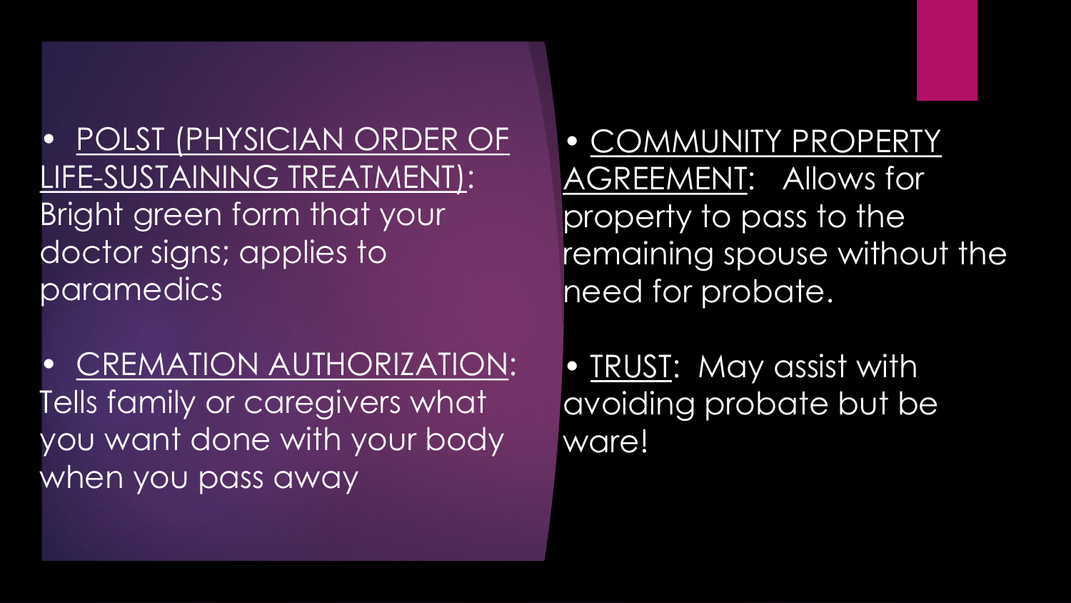- <u>POLST (PHYSICIAN ORDER OF LIFE-SUSTAINING TREATMENT)</u>: Bright green form that your doctor signs; applies to paramedics

- <u>CREMATION AUTHORIZATION</u>: Tells family or caregivers what you want done with your body when you pass away

- <u>COMMUNITY PROPERTY AGREEMENT</u>: Allows for property to pass to the remaining spouse without the need for probate.

- <u>TRUST</u>: May assist with avoiding probate but be ware!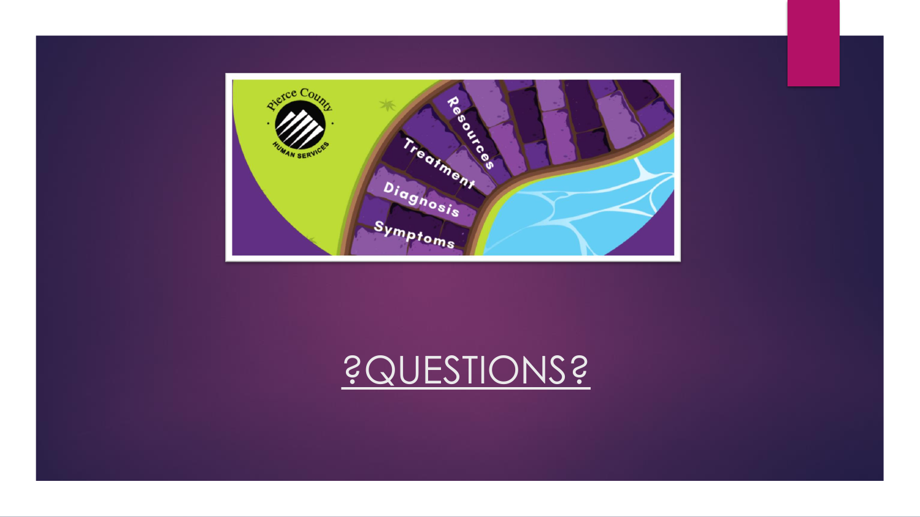?QUESTIONS?